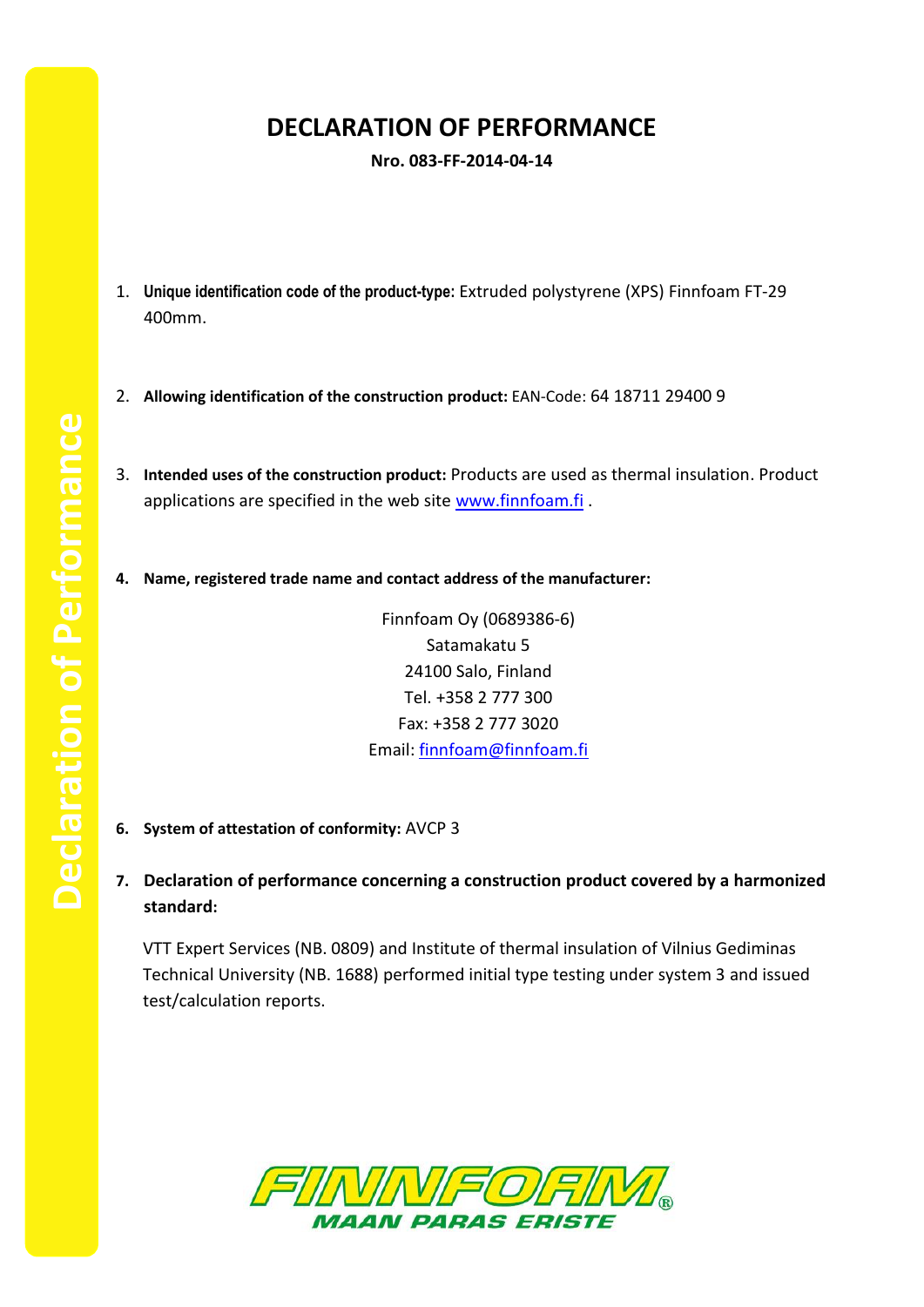# DECLARATION OF PERFORMANCE

**Nro. 083-FF-2014-04-14**

1. **Unique identification code of the product-type:** Extruded polystyrene (XPS) Finnfoam FT-29 400mm.

2. **Allowing identification of the construction product:** EAN-Code: 64 18711 29400 9

3. **Intended uses of the construction product:** Products are used as thermal insulation. Product applications are specified in the web site www.finnfoam.fi .

4. **Name, registered trade name and contact address of the manufacturer:**

   Finnfoam Oy (0689386-6)
   Satamakatu 5
   24100 Salo, Finland
   Tel. +358 2 777 300
   Fax: +358 2 777 3020
   Email: finnfoam@finnfoam.fi

6. **System of attestation of conformity:** AVCP 3

7. **Declaration of performance concerning a construction product covered by a harmonized standard:**

   VTT Expert Services (NB. 0809) and Institute of thermal insulation of Vilnius Gediminas Technical University (NB. 1688) performed initial type testing under system 3 and issued test/calculation reports.

FINNFOAM®
MAAN PARAS ERISTE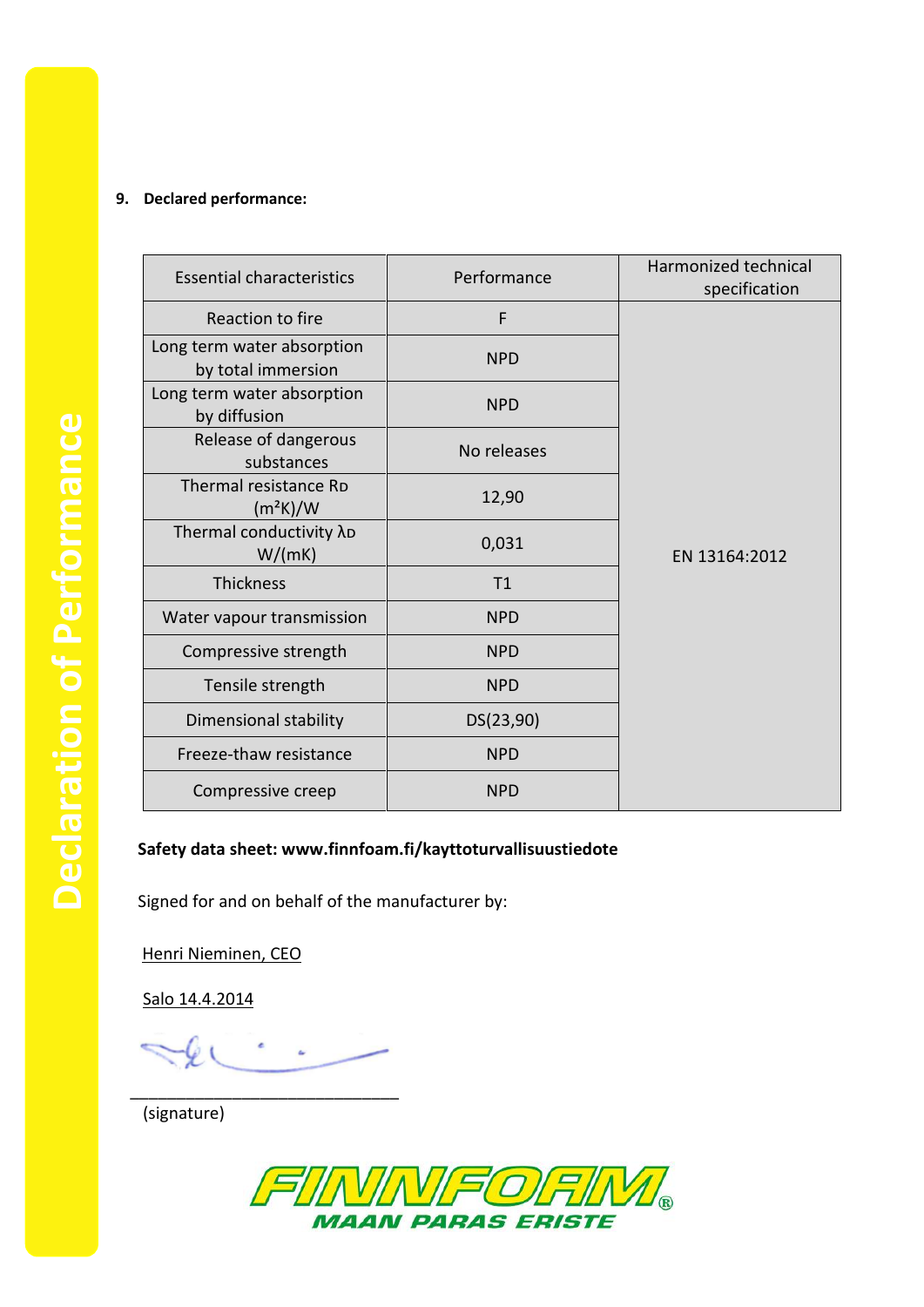Declaration of Performance

**9. Declared performance:**

| Essential characteristics | Performance | Harmonized technical specification |
|---|---|---|
| Reaction to fire | F | EN 13164:2012 |
| Long term water absorption by total immersion | NPD | |
| Long term water absorption by diffusion | NPD | |
| Release of dangerous substances | No releases | |
| Thermal resistance $R_D$ ($m^2K$)/W | 12,90 | |
| Thermal conductivity $\lambda_D$ W/(mK) | 0,031 | |
| Thickness | T1 | |
| Water vapour transmission | NPD | |
| Compressive strength | NPD | |
| Tensile strength | NPD | |
| Dimensional stability | DS(23,90) | |
| Freeze-thaw resistance | NPD | |
| Compressive creep | NPD | |

**Safety data sheet: www.finnfoam.fi/kayttoturvallisuustiedote**

Signed for and on behalf of the manufacturer by:

Henri Nieminen, CEO

Salo 14.4.2014

_______________________________
(signature)

FINNFOAM®
MAAN PARAS ERISTE